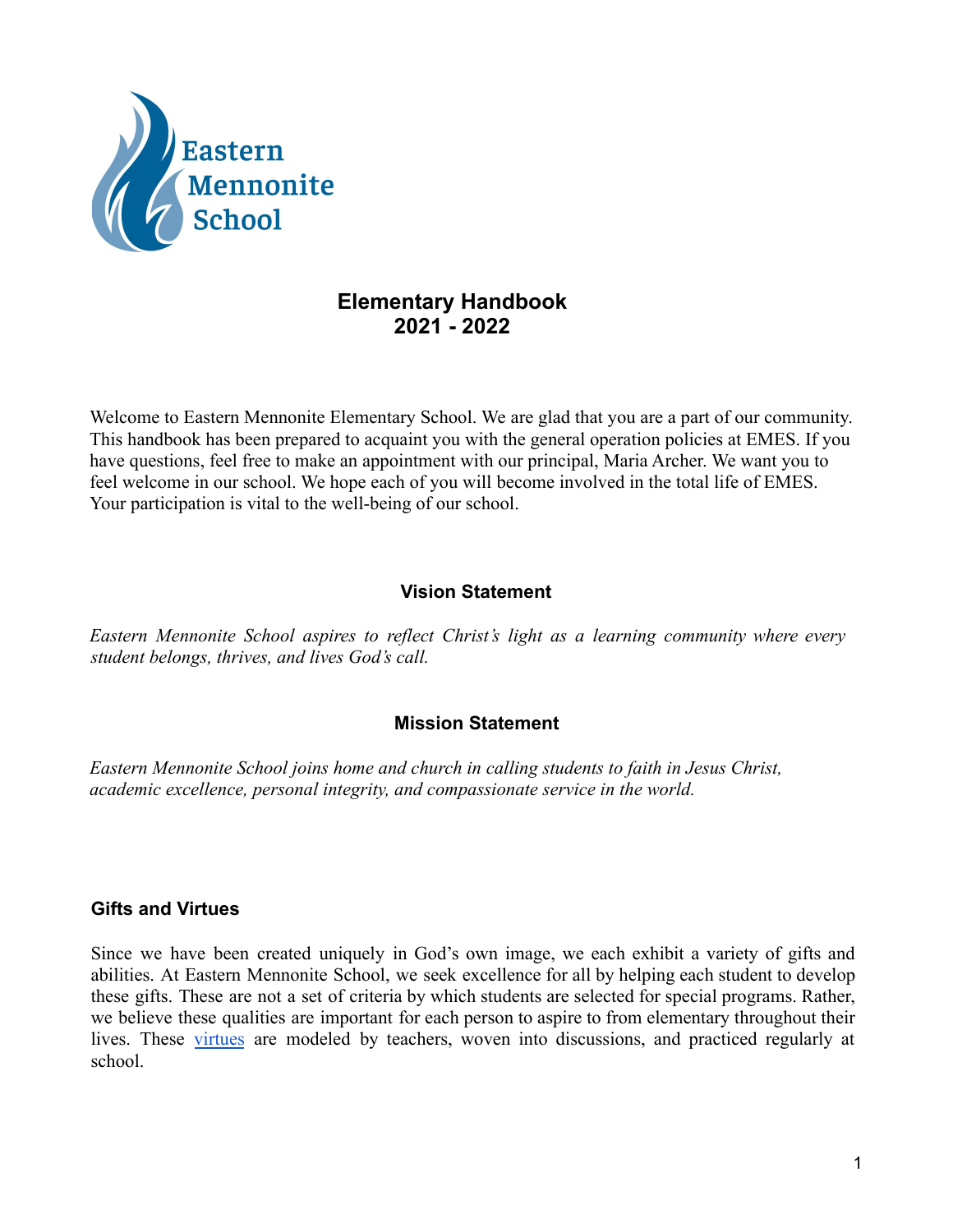Eastern Mennonite School

# Elementary Handbook
# 2021 - 2022

Welcome to Eastern Mennonite Elementary School. We are glad that you are a part of our community. This handbook has been prepared to acquaint you with the general operation policies at EMES. If you have questions, feel free to make an appointment with our principal, Maria Archer. We want you to feel welcome in our school. We hope each of you will become involved in the total life of EMES. Your participation is vital to the well-being of our school.

## Vision Statement

*Eastern Mennonite School aspires to reflect Christ's light as a learning community where every student belongs, thrives, and lives God's call.*

## Mission Statement

*Eastern Mennonite School joins home and church in calling students to faith in Jesus Christ, academic excellence, personal integrity, and compassionate service in the world.*

### Gifts and Virtues

Since we have been created uniquely in God's own image, we each exhibit a variety of gifts and abilities. At Eastern Mennonite School, we seek excellence for all by helping each student to develop these gifts. These are not a set of criteria by which students are selected for special programs. Rather, we believe these qualities are important for each person to aspire to from elementary throughout their lives. These virtues are modeled by teachers, woven into discussions, and practiced regularly at school.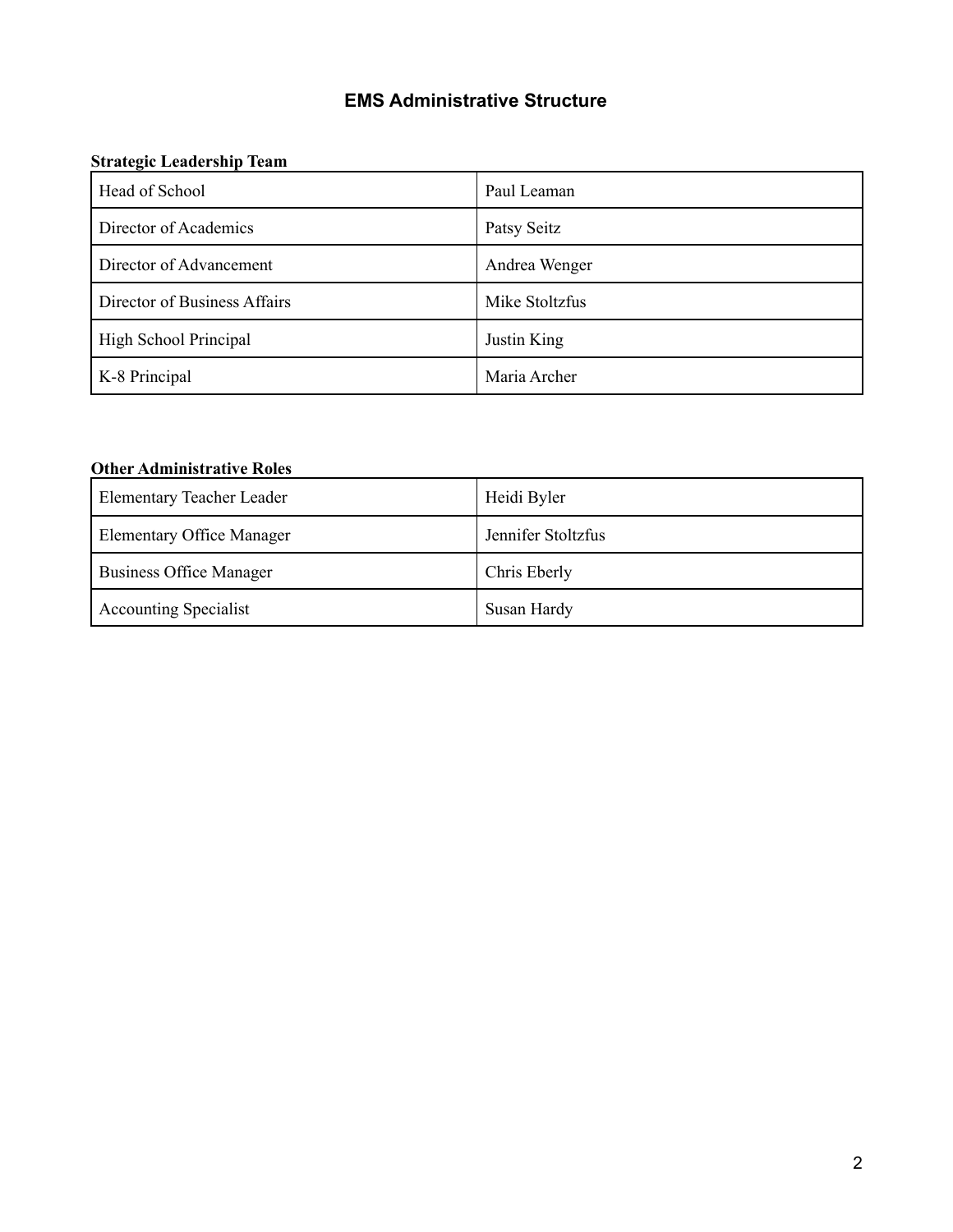# EMS Administrative Structure

**Strategic Leadership Team**

| Role | Name |
| --- | --- |
| Head of School | Paul Leaman |
| Director of Academics | Patsy Seitz |
| Director of Advancement | Andrea Wenger |
| Director of Business Affairs | Mike Stoltzfus |
| High School Principal | Justin King |
| K-8 Principal | Maria Archer |

**Other Administrative Roles**

| Role | Name |
| --- | --- |
| Elementary Teacher Leader | Heidi Byler |
| Elementary Office Manager | Jennifer Stoltzfus |
| Business Office Manager | Chris Eberly |
| Accounting Specialist | Susan Hardy |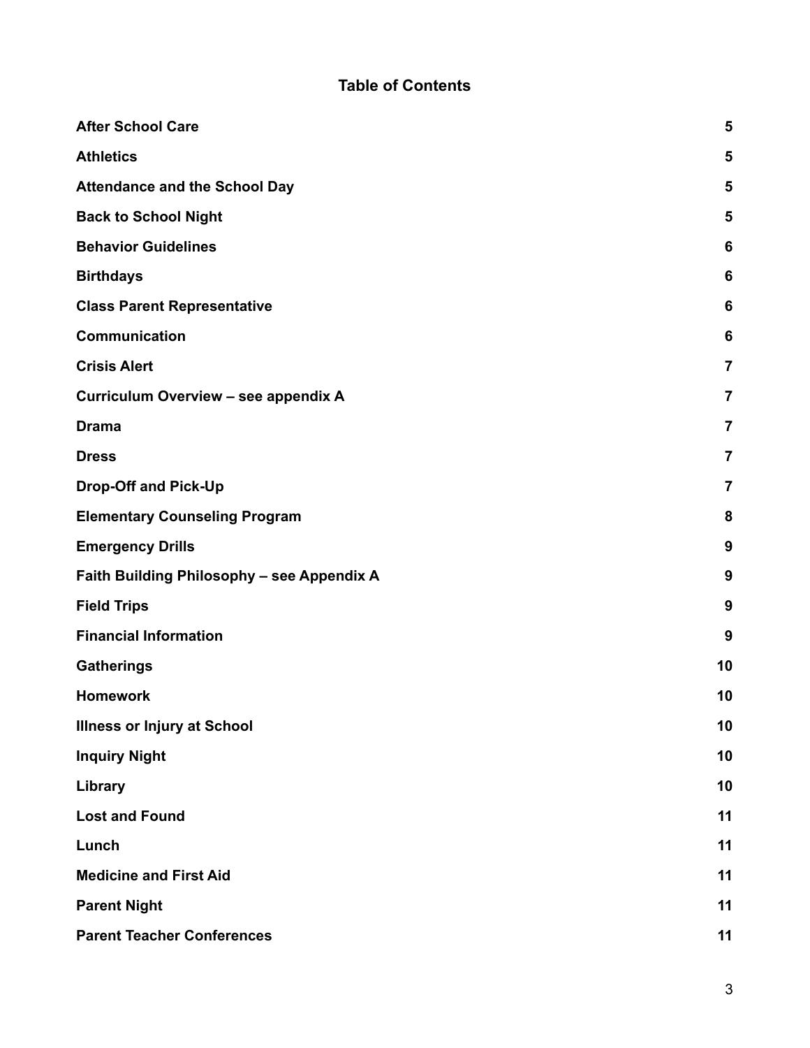## Table of Contents

| | |
|---|---|
| **After School Care** | **5** |
| **Athletics** | **5** |
| **Attendance and the School Day** | **5** |
| **Back to School Night** | **5** |
| **Behavior Guidelines** | **6** |
| **Birthdays** | **6** |
| **Class Parent Representative** | **6** |
| **Communication** | **6** |
| **Crisis Alert** | **7** |
| **Curriculum Overview – see appendix A** | **7** |
| **Drama** | **7** |
| **Dress** | **7** |
| **Drop-Off and Pick-Up** | **7** |
| **Elementary Counseling Program** | **8** |
| **Emergency Drills** | **9** |
| **Faith Building Philosophy – see Appendix A** | **9** |
| **Field Trips** | **9** |
| **Financial Information** | **9** |
| **Gatherings** | **10** |
| **Homework** | **10** |
| **Illness or Injury at School** | **10** |
| **Inquiry Night** | **10** |
| **Library** | **10** |
| **Lost and Found** | **11** |
| **Lunch** | **11** |
| **Medicine and First Aid** | **11** |
| **Parent Night** | **11** |
| **Parent Teacher Conferences** | **11** |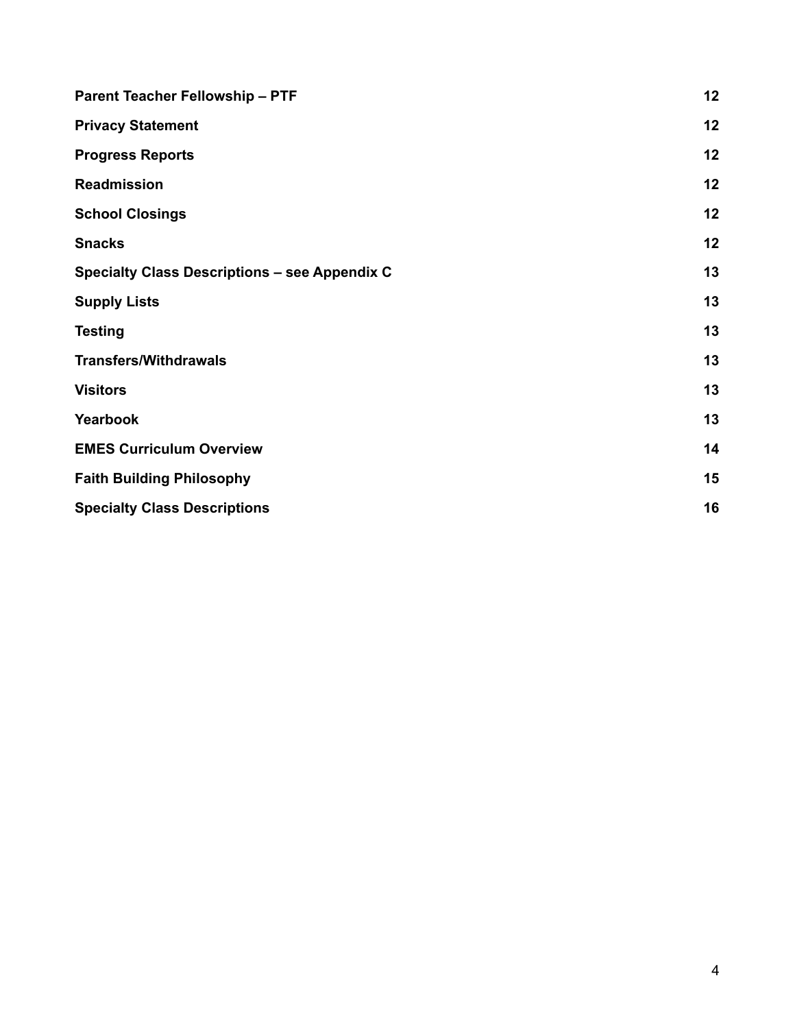| | |
|---|---|
| **Parent Teacher Fellowship – PTF** | **12** |
| **Privacy Statement** | **12** |
| **Progress Reports** | **12** |
| **Readmission** | **12** |
| **School Closings** | **12** |
| **Snacks** | **12** |
| **Specialty Class Descriptions – see Appendix C** | **13** |
| **Supply Lists** | **13** |
| **Testing** | **13** |
| **Transfers/Withdrawals** | **13** |
| **Visitors** | **13** |
| **Yearbook** | **13** |
| **EMES Curriculum Overview** | **14** |
| **Faith Building Philosophy** | **15** |
| **Specialty Class Descriptions** | **16** |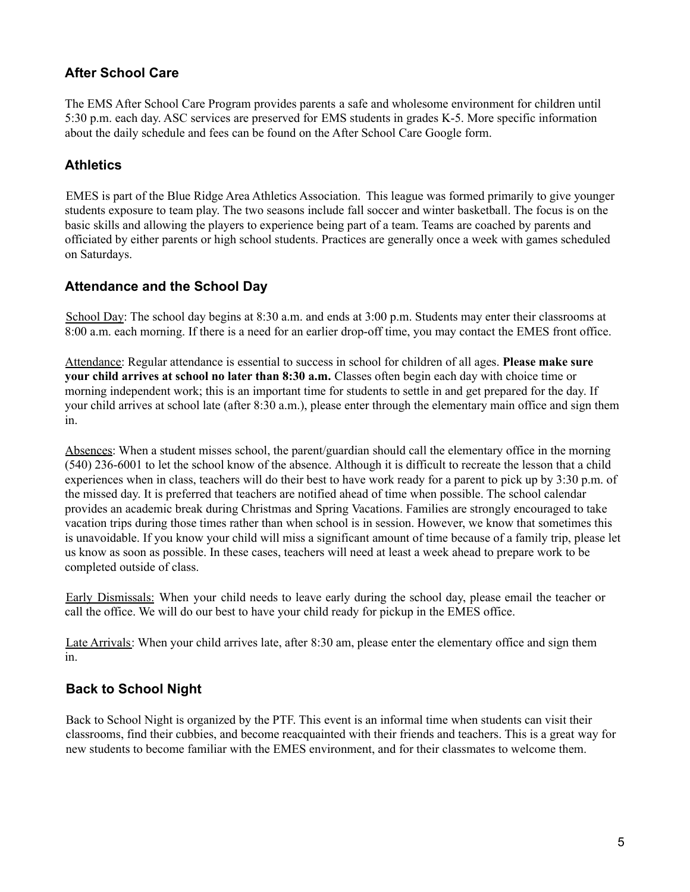## After School Care

The EMS After School Care Program provides parents a safe and wholesome environment for children until 5:30 p.m. each day. ASC services are preserved for EMS students in grades K-5. More specific information about the daily schedule and fees can be found on the After School Care Google form.

## Athletics

EMES is part of the Blue Ridge Area Athletics Association. This league was formed primarily to give younger students exposure to team play. The two seasons include fall soccer and winter basketball. The focus is on the basic skills and allowing the players to experience being part of a team. Teams are coached by parents and officiated by either parents or high school students. Practices are generally once a week with games scheduled on Saturdays.

## Attendance and the School Day

School Day: The school day begins at 8:30 a.m. and ends at 3:00 p.m. Students may enter their classrooms at 8:00 a.m. each morning. If there is a need for an earlier drop-off time, you may contact the EMES front office.

Attendance: Regular attendance is essential to success in school for children of all ages. **Please make sure your child arrives at school no later than 8:30 a.m.** Classes often begin each day with choice time or morning independent work; this is an important time for students to settle in and get prepared for the day. If your child arrives at school late (after 8:30 a.m.), please enter through the elementary main office and sign them in.

Absences: When a student misses school, the parent/guardian should call the elementary office in the morning (540) 236-6001 to let the school know of the absence. Although it is difficult to recreate the lesson that a child experiences when in class, teachers will do their best to have work ready for a parent to pick up by 3:30 p.m. of the missed day. It is preferred that teachers are notified ahead of time when possible. The school calendar provides an academic break during Christmas and Spring Vacations. Families are strongly encouraged to take vacation trips during those times rather than when school is in session. However, we know that sometimes this is unavoidable. If you know your child will miss a significant amount of time because of a family trip, please let us know as soon as possible. In these cases, teachers will need at least a week ahead to prepare work to be completed outside of class.

Early Dismissals: When your child needs to leave early during the school day, please email the teacher or call the office. We will do our best to have your child ready for pickup in the EMES office.

Late Arrivals: When your child arrives late, after 8:30 am, please enter the elementary office and sign them in.

## Back to School Night

Back to School Night is organized by the PTF. This event is an informal time when students can visit their classrooms, find their cubbies, and become reacquainted with their friends and teachers. This is a great way for new students to become familiar with the EMES environment, and for their classmates to welcome them.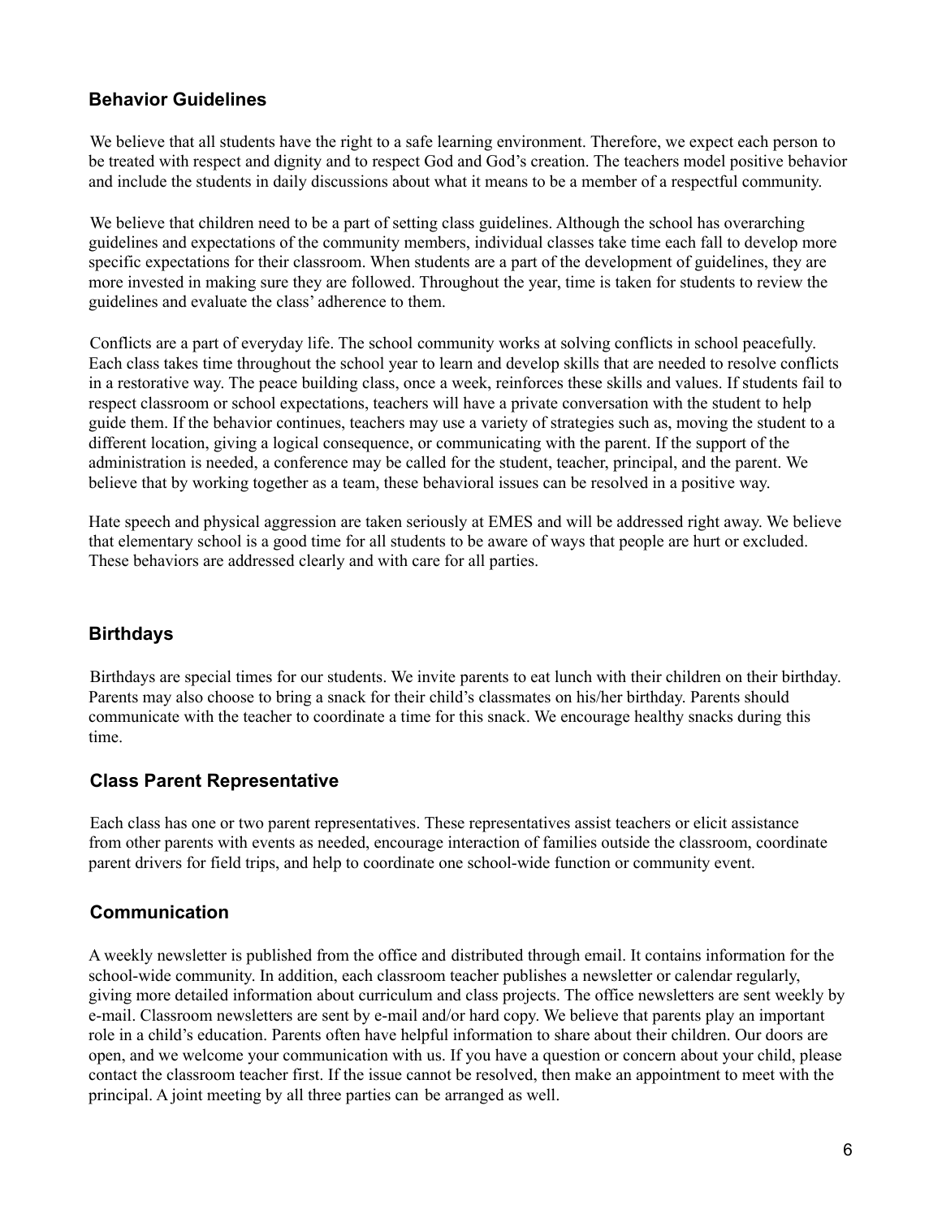## Behavior Guidelines

We believe that all students have the right to a safe learning environment. Therefore, we expect each person to be treated with respect and dignity and to respect God and God's creation. The teachers model positive behavior and include the students in daily discussions about what it means to be a member of a respectful community.

We believe that children need to be a part of setting class guidelines. Although the school has overarching guidelines and expectations of the community members, individual classes take time each fall to develop more specific expectations for their classroom. When students are a part of the development of guidelines, they are more invested in making sure they are followed. Throughout the year, time is taken for students to review the guidelines and evaluate the class' adherence to them.

Conflicts are a part of everyday life. The school community works at solving conflicts in school peacefully. Each class takes time throughout the school year to learn and develop skills that are needed to resolve conflicts in a restorative way. The peace building class, once a week, reinforces these skills and values. If students fail to respect classroom or school expectations, teachers will have a private conversation with the student to help guide them. If the behavior continues, teachers may use a variety of strategies such as, moving the student to a different location, giving a logical consequence, or communicating with the parent. If the support of the administration is needed, a conference may be called for the student, teacher, principal, and the parent. We believe that by working together as a team, these behavioral issues can be resolved in a positive way.

Hate speech and physical aggression are taken seriously at EMES and will be addressed right away. We believe that elementary school is a good time for all students to be aware of ways that people are hurt or excluded. These behaviors are addressed clearly and with care for all parties.

## Birthdays

Birthdays are special times for our students. We invite parents to eat lunch with their children on their birthday. Parents may also choose to bring a snack for their child's classmates on his/her birthday. Parents should communicate with the teacher to coordinate a time for this snack. We encourage healthy snacks during this time.

## Class Parent Representative

Each class has one or two parent representatives. These representatives assist teachers or elicit assistance from other parents with events as needed, encourage interaction of families outside the classroom, coordinate parent drivers for field trips, and help to coordinate one school-wide function or community event.

## Communication

A weekly newsletter is published from the office and distributed through email. It contains information for the school-wide community. In addition, each classroom teacher publishes a newsletter or calendar regularly, giving more detailed information about curriculum and class projects. The office newsletters are sent weekly by e-mail. Classroom newsletters are sent by e-mail and/or hard copy. We believe that parents play an important role in a child's education. Parents often have helpful information to share about their children. Our doors are open, and we welcome your communication with us. If you have a question or concern about your child, please contact the classroom teacher first. If the issue cannot be resolved, then make an appointment to meet with the principal. A joint meeting by all three parties can be arranged as well.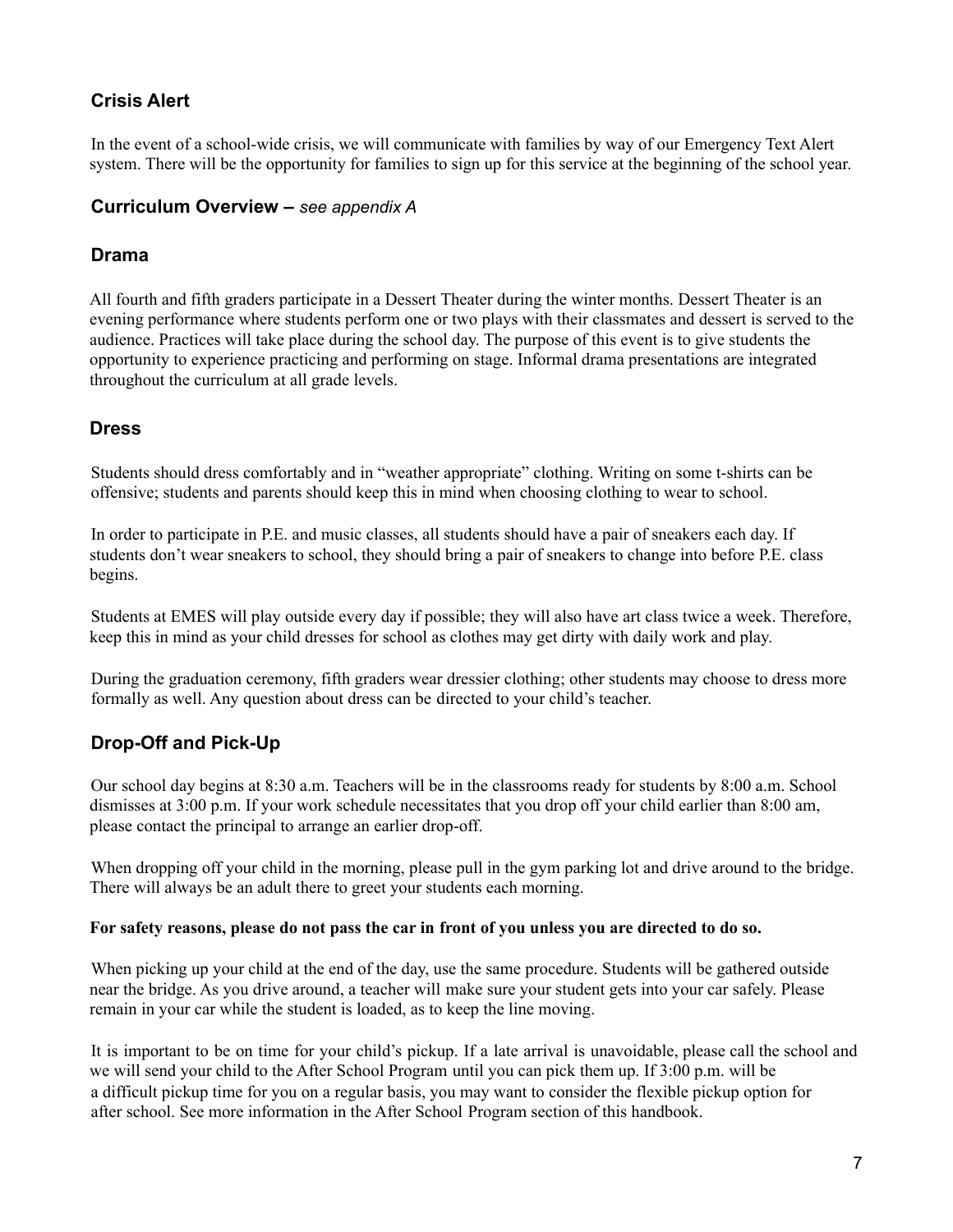## Crisis Alert

In the event of a school-wide crisis, we will communicate with families by way of our Emergency Text Alert system. There will be the opportunity for families to sign up for this service at the beginning of the school year.

## Curriculum Overview – *see appendix A*

## Drama

All fourth and fifth graders participate in a Dessert Theater during the winter months. Dessert Theater is an evening performance where students perform one or two plays with their classmates and dessert is served to the audience. Practices will take place during the school day. The purpose of this event is to give students the opportunity to experience practicing and performing on stage. Informal drama presentations are integrated throughout the curriculum at all grade levels.

## Dress

Students should dress comfortably and in "weather appropriate" clothing. Writing on some t-shirts can be offensive; students and parents should keep this in mind when choosing clothing to wear to school.

In order to participate in P.E. and music classes, all students should have a pair of sneakers each day. If students don't wear sneakers to school, they should bring a pair of sneakers to change into before P.E. class begins.

Students at EMES will play outside every day if possible; they will also have art class twice a week. Therefore, keep this in mind as your child dresses for school as clothes may get dirty with daily work and play.

During the graduation ceremony, fifth graders wear dressier clothing; other students may choose to dress more formally as well. Any question about dress can be directed to your child's teacher.

## Drop-Off and Pick-Up

Our school day begins at 8:30 a.m. Teachers will be in the classrooms ready for students by 8:00 a.m. School dismisses at 3:00 p.m. If your work schedule necessitates that you drop off your child earlier than 8:00 am, please contact the principal to arrange an earlier drop-off.

When dropping off your child in the morning, please pull in the gym parking lot and drive around to the bridge. There will always be an adult there to greet your students each morning.

**For safety reasons, please do not pass the car in front of you unless you are directed to do so.**

When picking up your child at the end of the day, use the same procedure. Students will be gathered outside near the bridge. As you drive around, a teacher will make sure your student gets into your car safely. Please remain in your car while the student is loaded, as to keep the line moving.

It is important to be on time for your child's pickup. If a late arrival is unavoidable, please call the school and we will send your child to the After School Program until you can pick them up. If 3:00 p.m. will be a difficult pickup time for you on a regular basis, you may want to consider the flexible pickup option for after school. See more information in the After School Program section of this handbook.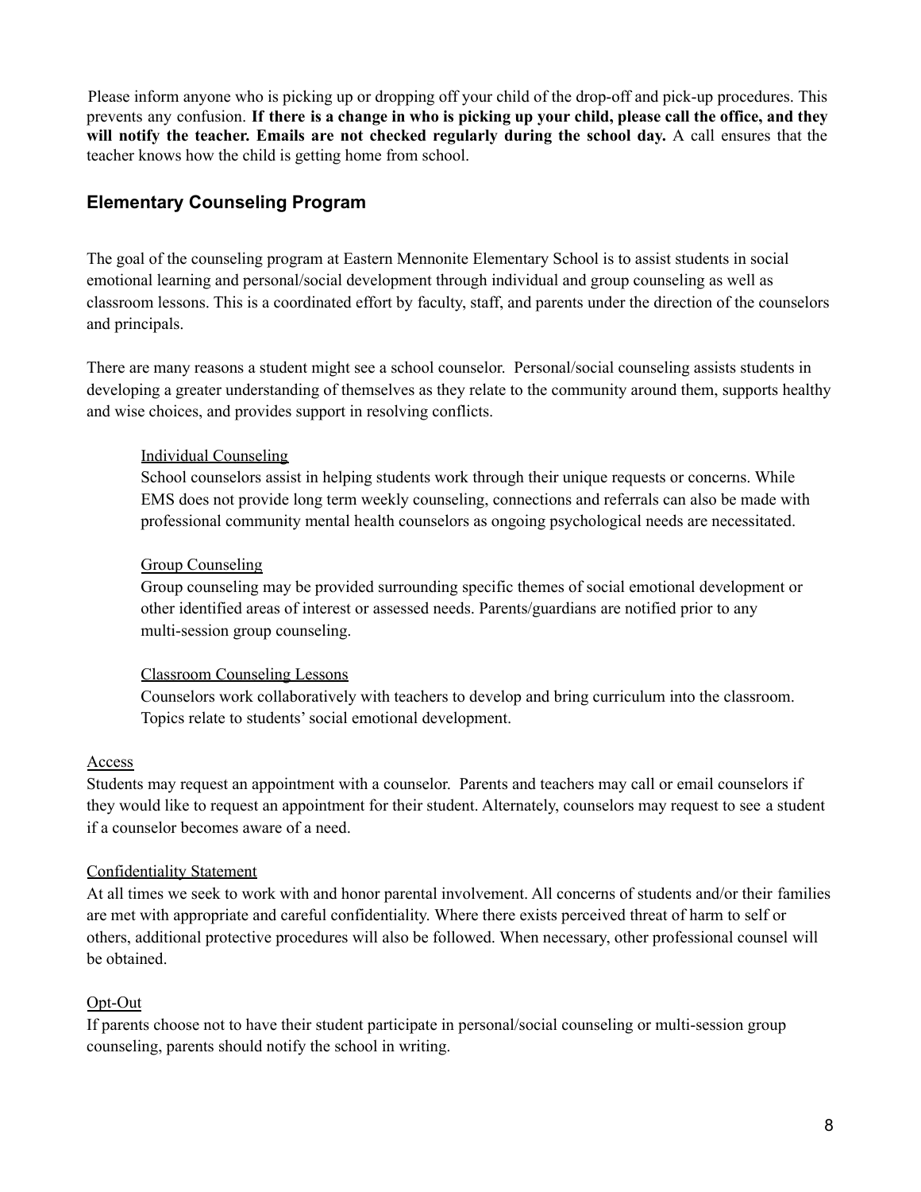Please inform anyone who is picking up or dropping off your child of the drop-off and pick-up procedures. This prevents any confusion. **If there is a change in who is picking up your child, please call the office, and they will notify the teacher. Emails are not checked regularly during the school day.** A call ensures that the teacher knows how the child is getting home from school.

## Elementary Counseling Program

The goal of the counseling program at Eastern Mennonite Elementary School is to assist students in social emotional learning and personal/social development through individual and group counseling as well as classroom lessons. This is a coordinated effort by faculty, staff, and parents under the direction of the counselors and principals.

There are many reasons a student might see a school counselor. Personal/social counseling assists students in developing a greater understanding of themselves as they relate to the community around them, supports healthy and wise choices, and provides support in resolving conflicts.

> Individual Counseling
>
> School counselors assist in helping students work through their unique requests or concerns. While EMS does not provide long term weekly counseling, connections and referrals can also be made with professional community mental health counselors as ongoing psychological needs are necessitated.
>
> Group Counseling
>
> Group counseling may be provided surrounding specific themes of social emotional development or other identified areas of interest or assessed needs. Parents/guardians are notified prior to any multi-session group counseling.
>
> Classroom Counseling Lessons
>
> Counselors work collaboratively with teachers to develop and bring curriculum into the classroom. Topics relate to students' social emotional development.

Access

Students may request an appointment with a counselor. Parents and teachers may call or email counselors if they would like to request an appointment for their student. Alternately, counselors may request to see a student if a counselor becomes aware of a need.

Confidentiality Statement

At all times we seek to work with and honor parental involvement. All concerns of students and/or their families are met with appropriate and careful confidentiality. Where there exists perceived threat of harm to self or others, additional protective procedures will also be followed. When necessary, other professional counsel will be obtained.

Opt-Out

If parents choose not to have their student participate in personal/social counseling or multi-session group counseling, parents should notify the school in writing.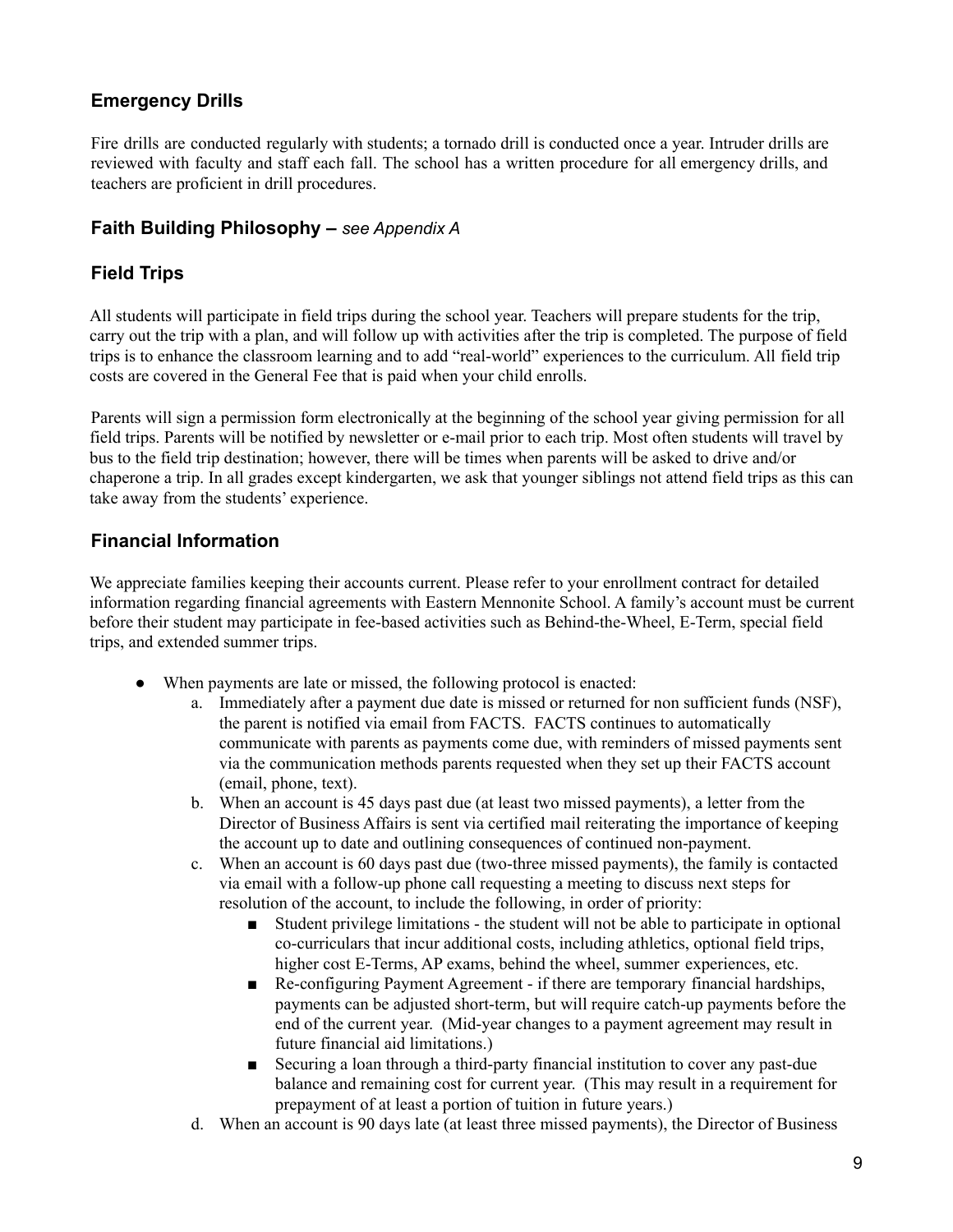## Emergency Drills

Fire drills are conducted regularly with students; a tornado drill is conducted once a year. Intruder drills are reviewed with faculty and staff each fall. The school has a written procedure for all emergency drills, and teachers are proficient in drill procedures.

## Faith Building Philosophy – *see Appendix A*

## Field Trips

All students will participate in field trips during the school year. Teachers will prepare students for the trip, carry out the trip with a plan, and will follow up with activities after the trip is completed. The purpose of field trips is to enhance the classroom learning and to add "real-world" experiences to the curriculum. All field trip costs are covered in the General Fee that is paid when your child enrolls.

Parents will sign a permission form electronically at the beginning of the school year giving permission for all field trips. Parents will be notified by newsletter or e-mail prior to each trip. Most often students will travel by bus to the field trip destination; however, there will be times when parents will be asked to drive and/or chaperone a trip. In all grades except kindergarten, we ask that younger siblings not attend field trips as this can take away from the students' experience.

## Financial Information

We appreciate families keeping their accounts current. Please refer to your enrollment contract for detailed information regarding financial agreements with Eastern Mennonite School. A family's account must be current before their student may participate in fee-based activities such as Behind-the-Wheel, E-Term, special field trips, and extended summer trips.

- When payments are late or missed, the following protocol is enacted:
    a. Immediately after a payment due date is missed or returned for non sufficient funds (NSF), the parent is notified via email from FACTS. FACTS continues to automatically communicate with parents as payments come due, with reminders of missed payments sent via the communication methods parents requested when they set up their FACTS account (email, phone, text).
    b. When an account is 45 days past due (at least two missed payments), a letter from the Director of Business Affairs is sent via certified mail reiterating the importance of keeping the account up to date and outlining consequences of continued non-payment.
    c. When an account is 60 days past due (two-three missed payments), the family is contacted via email with a follow-up phone call requesting a meeting to discuss next steps for resolution of the account, to include the following, in order of priority:
        - Student privilege limitations - the student will not be able to participate in optional co-curriculars that incur additional costs, including athletics, optional field trips, higher cost E-Terms, AP exams, behind the wheel, summer experiences, etc.
        - Re-configuring Payment Agreement - if there are temporary financial hardships, payments can be adjusted short-term, but will require catch-up payments before the end of the current year. (Mid-year changes to a payment agreement may result in future financial aid limitations.)
        - Securing a loan through a third-party financial institution to cover any past-due balance and remaining cost for current year. (This may result in a requirement for prepayment of at least a portion of tuition in future years.)
    d. When an account is 90 days late (at least three missed payments), the Director of Business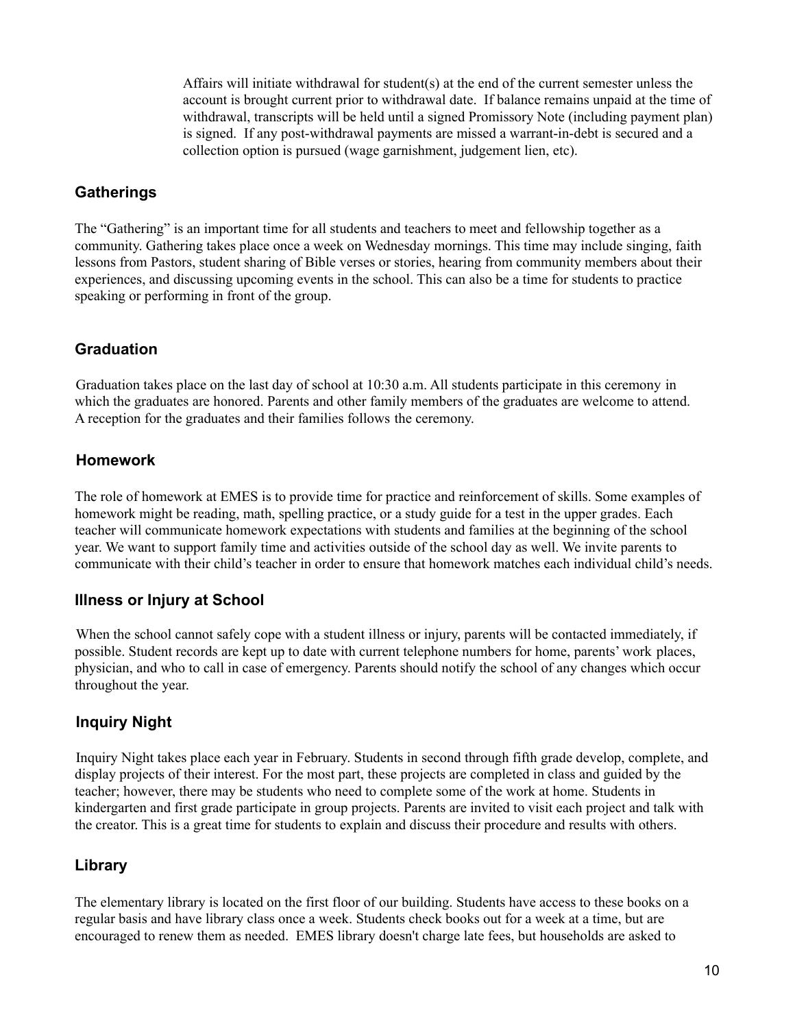Affairs will initiate withdrawal for student(s) at the end of the current semester unless the account is brought current prior to withdrawal date. If balance remains unpaid at the time of withdrawal, transcripts will be held until a signed Promissory Note (including payment plan) is signed. If any post-withdrawal payments are missed a warrant-in-debt is secured and a collection option is pursued (wage garnishment, judgement lien, etc).

## Gatherings

The "Gathering" is an important time for all students and teachers to meet and fellowship together as a community. Gathering takes place once a week on Wednesday mornings. This time may include singing, faith lessons from Pastors, student sharing of Bible verses or stories, hearing from community members about their experiences, and discussing upcoming events in the school. This can also be a time for students to practice speaking or performing in front of the group.

## Graduation

Graduation takes place on the last day of school at 10:30 a.m. All students participate in this ceremony in which the graduates are honored. Parents and other family members of the graduates are welcome to attend. A reception for the graduates and their families follows the ceremony.

## Homework

The role of homework at EMES is to provide time for practice and reinforcement of skills. Some examples of homework might be reading, math, spelling practice, or a study guide for a test in the upper grades. Each teacher will communicate homework expectations with students and families at the beginning of the school year. We want to support family time and activities outside of the school day as well. We invite parents to communicate with their child's teacher in order to ensure that homework matches each individual child's needs.

## Illness or Injury at School

When the school cannot safely cope with a student illness or injury, parents will be contacted immediately, if possible. Student records are kept up to date with current telephone numbers for home, parents' work places, physician, and who to call in case of emergency. Parents should notify the school of any changes which occur throughout the year.

## Inquiry Night

Inquiry Night takes place each year in February. Students in second through fifth grade develop, complete, and display projects of their interest. For the most part, these projects are completed in class and guided by the teacher; however, there may be students who need to complete some of the work at home. Students in kindergarten and first grade participate in group projects. Parents are invited to visit each project and talk with the creator. This is a great time for students to explain and discuss their procedure and results with others.

## Library

The elementary library is located on the first floor of our building. Students have access to these books on a regular basis and have library class once a week. Students check books out for a week at a time, but are encouraged to renew them as needed. EMES library doesn't charge late fees, but households are asked to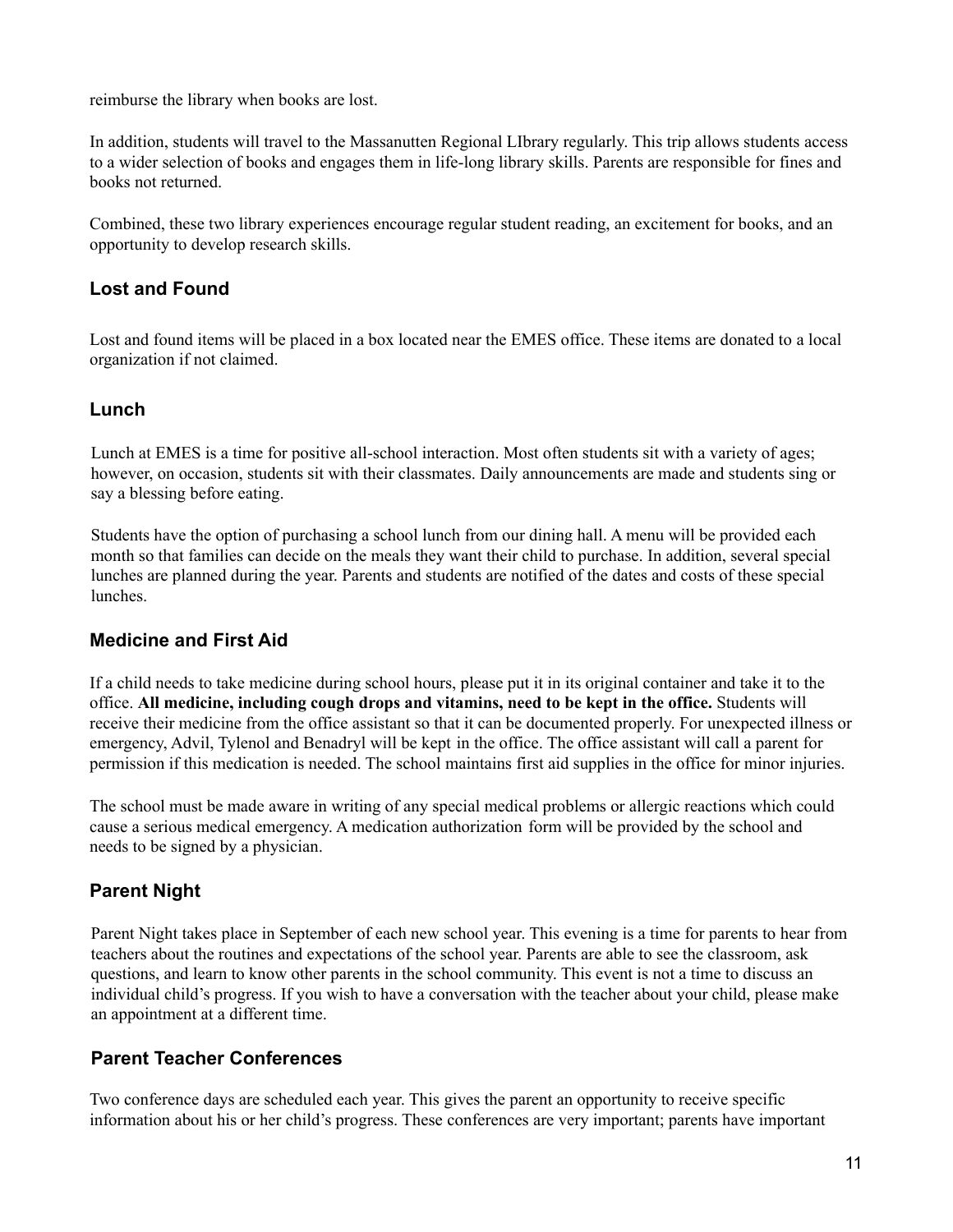reimburse the library when books are lost.

In addition, students will travel to the Massanutten Regional LIbrary regularly. This trip allows students access to a wider selection of books and engages them in life-long library skills. Parents are responsible for fines and books not returned.

Combined, these two library experiences encourage regular student reading, an excitement for books, and an opportunity to develop research skills.

## Lost and Found

Lost and found items will be placed in a box located near the EMES office. These items are donated to a local organization if not claimed.

## Lunch

Lunch at EMES is a time for positive all-school interaction. Most often students sit with a variety of ages; however, on occasion, students sit with their classmates. Daily announcements are made and students sing or say a blessing before eating.

Students have the option of purchasing a school lunch from our dining hall. A menu will be provided each month so that families can decide on the meals they want their child to purchase. In addition, several special lunches are planned during the year. Parents and students are notified of the dates and costs of these special lunches.

## Medicine and First Aid

If a child needs to take medicine during school hours, please put it in its original container and take it to the office. **All medicine, including cough drops and vitamins, need to be kept in the office.** Students will receive their medicine from the office assistant so that it can be documented properly. For unexpected illness or emergency, Advil, Tylenol and Benadryl will be kept in the office. The office assistant will call a parent for permission if this medication is needed. The school maintains first aid supplies in the office for minor injuries.

The school must be made aware in writing of any special medical problems or allergic reactions which could cause a serious medical emergency. A medication authorization form will be provided by the school and needs to be signed by a physician.

## Parent Night

Parent Night takes place in September of each new school year. This evening is a time for parents to hear from teachers about the routines and expectations of the school year. Parents are able to see the classroom, ask questions, and learn to know other parents in the school community. This event is not a time to discuss an individual child's progress. If you wish to have a conversation with the teacher about your child, please make an appointment at a different time.

## Parent Teacher Conferences

Two conference days are scheduled each year. This gives the parent an opportunity to receive specific information about his or her child's progress. These conferences are very important; parents have important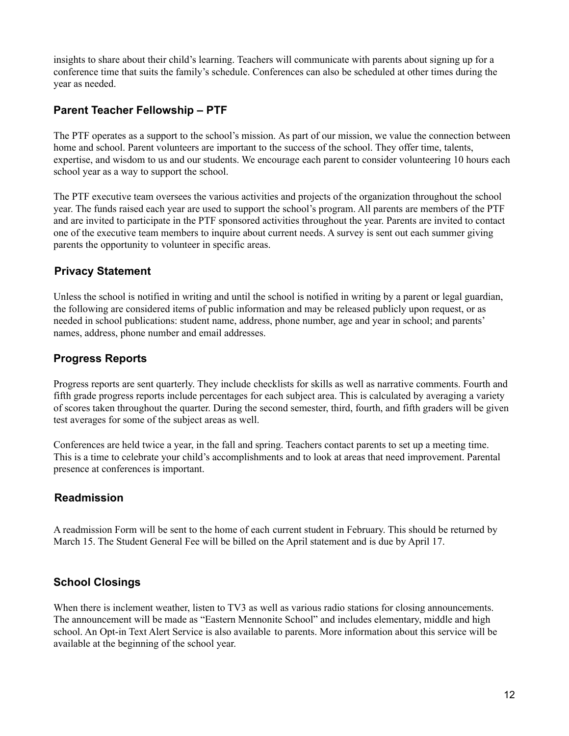insights to share about their child's learning. Teachers will communicate with parents about signing up for a conference time that suits the family's schedule. Conferences can also be scheduled at other times during the year as needed.

## Parent Teacher Fellowship – PTF

The PTF operates as a support to the school's mission. As part of our mission, we value the connection between home and school. Parent volunteers are important to the success of the school. They offer time, talents, expertise, and wisdom to us and our students. We encourage each parent to consider volunteering 10 hours each school year as a way to support the school.

The PTF executive team oversees the various activities and projects of the organization throughout the school year. The funds raised each year are used to support the school's program. All parents are members of the PTF and are invited to participate in the PTF sponsored activities throughout the year. Parents are invited to contact one of the executive team members to inquire about current needs. A survey is sent out each summer giving parents the opportunity to volunteer in specific areas.

## Privacy Statement

Unless the school is notified in writing and until the school is notified in writing by a parent or legal guardian, the following are considered items of public information and may be released publicly upon request, or as needed in school publications: student name, address, phone number, age and year in school; and parents' names, address, phone number and email addresses.

## Progress Reports

Progress reports are sent quarterly. They include checklists for skills as well as narrative comments. Fourth and fifth grade progress reports include percentages for each subject area. This is calculated by averaging a variety of scores taken throughout the quarter. During the second semester, third, fourth, and fifth graders will be given test averages for some of the subject areas as well.

Conferences are held twice a year, in the fall and spring. Teachers contact parents to set up a meeting time. This is a time to celebrate your child's accomplishments and to look at areas that need improvement. Parental presence at conferences is important.

## Readmission

A readmission Form will be sent to the home of each current student in February. This should be returned by March 15. The Student General Fee will be billed on the April statement and is due by April 17.

## School Closings

When there is inclement weather, listen to TV3 as well as various radio stations for closing announcements. The announcement will be made as "Eastern Mennonite School" and includes elementary, middle and high school. An Opt-in Text Alert Service is also available to parents. More information about this service will be available at the beginning of the school year.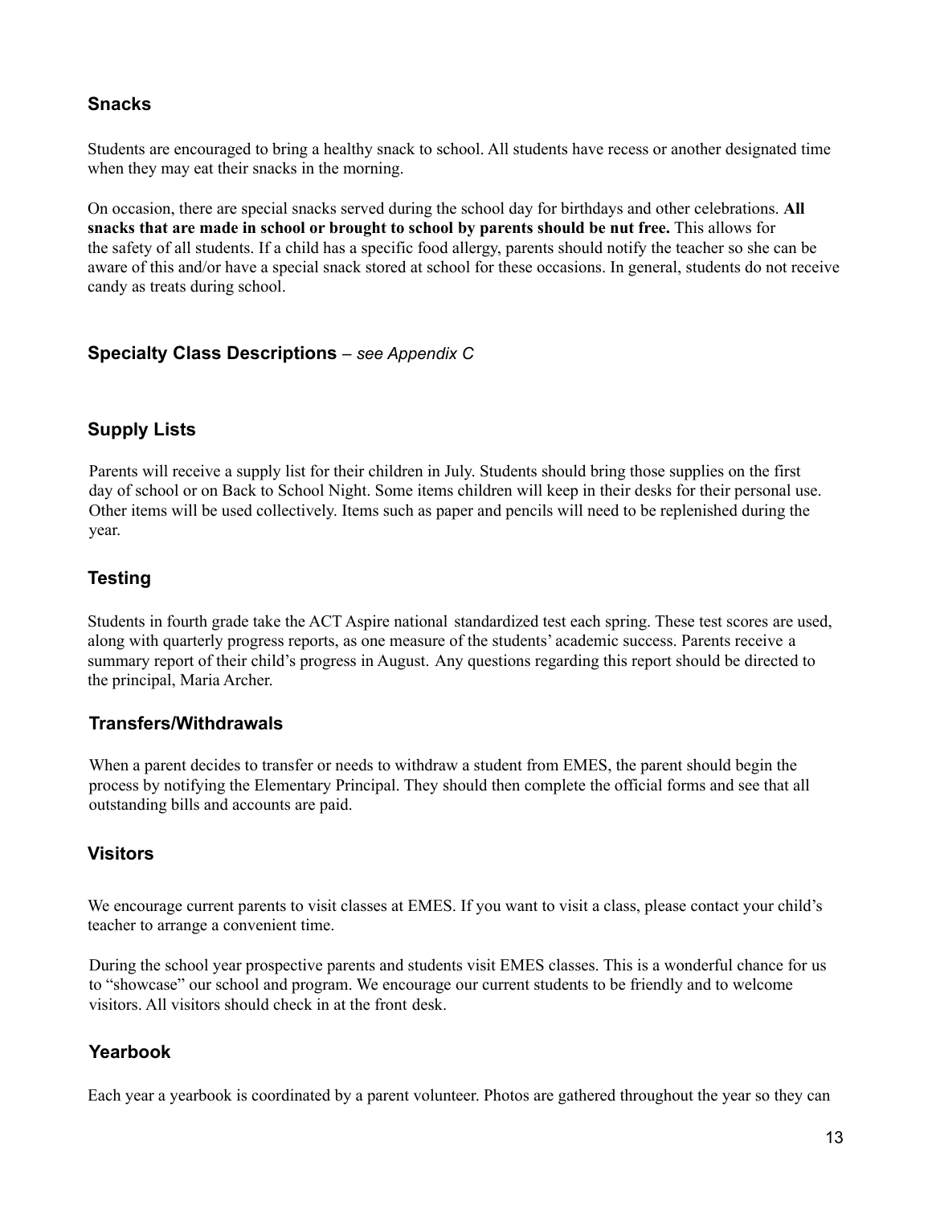### Snacks

Students are encouraged to bring a healthy snack to school. All students have recess or another designated time when they may eat their snacks in the morning.

On occasion, there are special snacks served during the school day for birthdays and other celebrations. **All snacks that are made in school or brought to school by parents should be nut free.** This allows for the safety of all students. If a child has a specific food allergy, parents should notify the teacher so she can be aware of this and/or have a special snack stored at school for these occasions. In general, students do not receive candy as treats during school.

### Specialty Class Descriptions – *see Appendix C*

### Supply Lists

Parents will receive a supply list for their children in July. Students should bring those supplies on the first day of school or on Back to School Night. Some items children will keep in their desks for their personal use. Other items will be used collectively. Items such as paper and pencils will need to be replenished during the year.

### Testing

Students in fourth grade take the ACT Aspire national standardized test each spring. These test scores are used, along with quarterly progress reports, as one measure of the students' academic success. Parents receive a summary report of their child's progress in August. Any questions regarding this report should be directed to the principal, Maria Archer.

### Transfers/Withdrawals

When a parent decides to transfer or needs to withdraw a student from EMES, the parent should begin the process by notifying the Elementary Principal. They should then complete the official forms and see that all outstanding bills and accounts are paid.

### Visitors

We encourage current parents to visit classes at EMES. If you want to visit a class, please contact your child's teacher to arrange a convenient time.

During the school year prospective parents and students visit EMES classes. This is a wonderful chance for us to "showcase" our school and program. We encourage our current students to be friendly and to welcome visitors. All visitors should check in at the front desk.

### Yearbook

Each year a yearbook is coordinated by a parent volunteer. Photos are gathered throughout the year so they can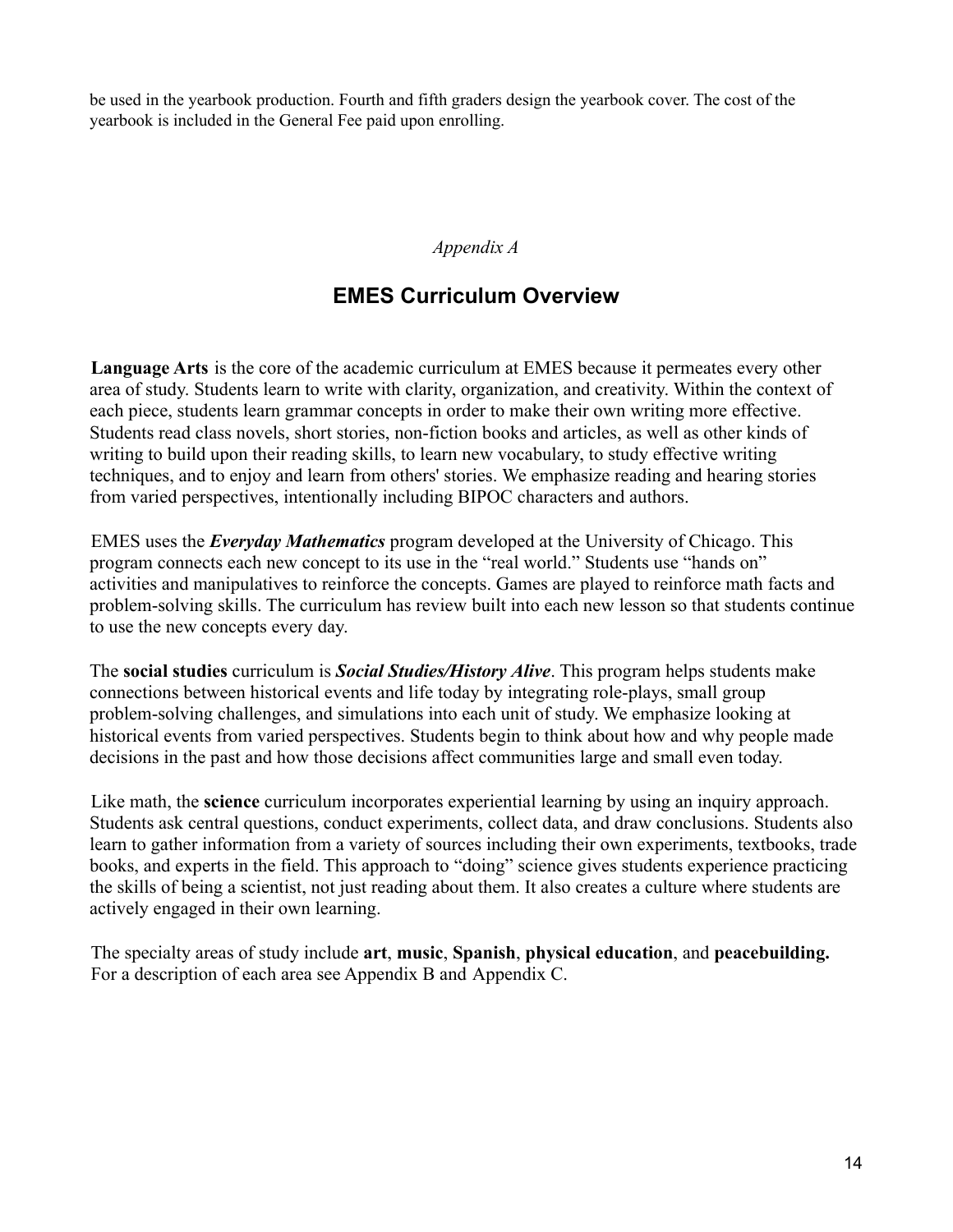be used in the yearbook production. Fourth and fifth graders design the yearbook cover. The cost of the yearbook is included in the General Fee paid upon enrolling.

*Appendix A*

## EMES Curriculum Overview

**Language Arts** is the core of the academic curriculum at EMES because it permeates every other area of study. Students learn to write with clarity, organization, and creativity. Within the context of each piece, students learn grammar concepts in order to make their own writing more effective. Students read class novels, short stories, non-fiction books and articles, as well as other kinds of writing to build upon their reading skills, to learn new vocabulary, to study effective writing techniques, and to enjoy and learn from others' stories. We emphasize reading and hearing stories from varied perspectives, intentionally including BIPOC characters and authors.

EMES uses the ***Everyday Mathematics*** program developed at the University of Chicago. This program connects each new concept to its use in the "real world." Students use "hands on" activities and manipulatives to reinforce the concepts. Games are played to reinforce math facts and problem-solving skills. The curriculum has review built into each new lesson so that students continue to use the new concepts every day.

The **social studies** curriculum is ***Social Studies/History Alive***. This program helps students make connections between historical events and life today by integrating role-plays, small group problem-solving challenges, and simulations into each unit of study. We emphasize looking at historical events from varied perspectives. Students begin to think about how and why people made decisions in the past and how those decisions affect communities large and small even today.

Like math, the **science** curriculum incorporates experiential learning by using an inquiry approach. Students ask central questions, conduct experiments, collect data, and draw conclusions. Students also learn to gather information from a variety of sources including their own experiments, textbooks, trade books, and experts in the field. This approach to "doing" science gives students experience practicing the skills of being a scientist, not just reading about them. It also creates a culture where students are actively engaged in their own learning.

The specialty areas of study include **art**, **music**, **Spanish**, **physical education**, and **peacebuilding.** For a description of each area see Appendix B and Appendix C.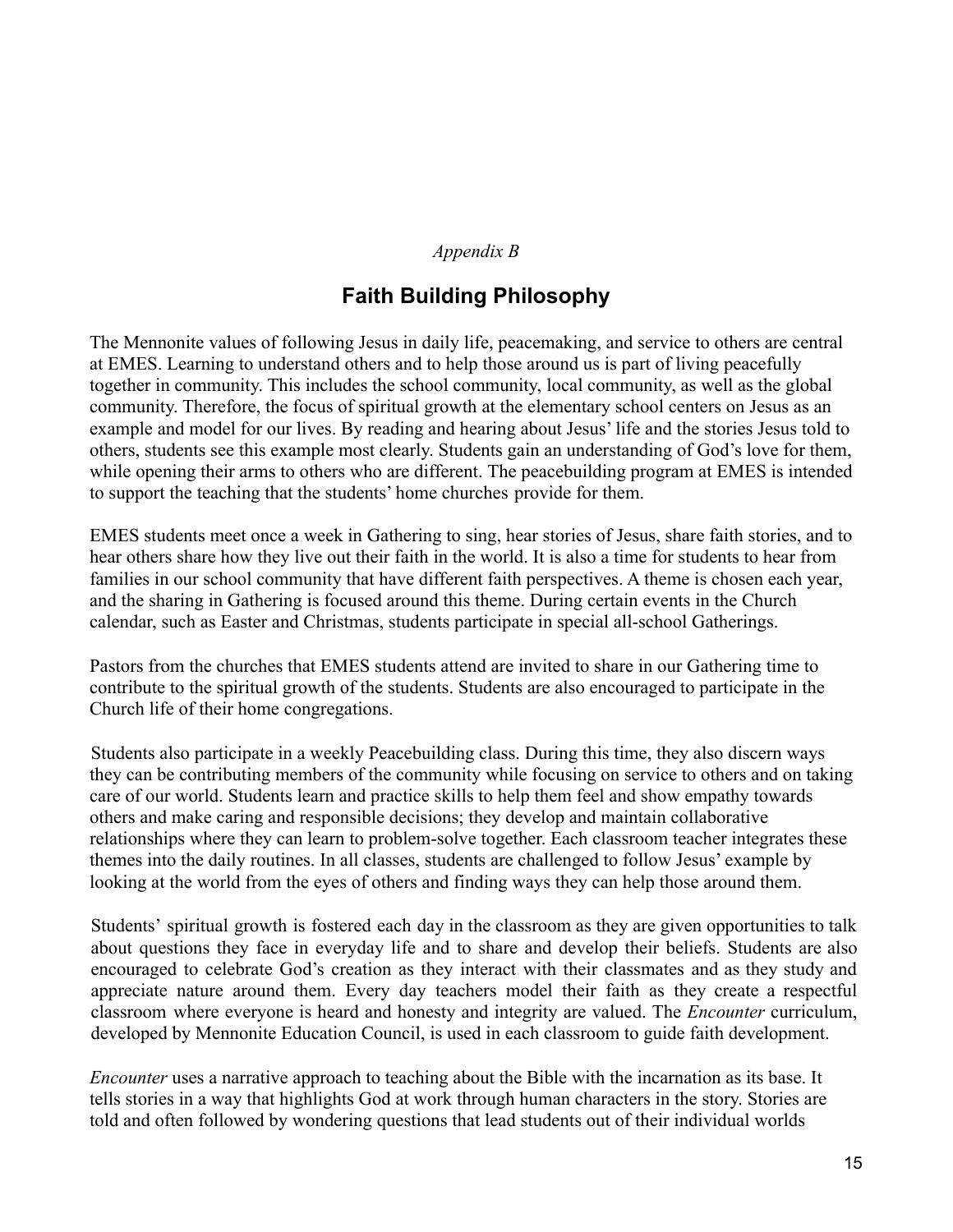*Appendix B*

# Faith Building Philosophy

The Mennonite values of following Jesus in daily life, peacemaking, and service to others are central at EMES. Learning to understand others and to help those around us is part of living peacefully together in community. This includes the school community, local community, as well as the global community. Therefore, the focus of spiritual growth at the elementary school centers on Jesus as an example and model for our lives. By reading and hearing about Jesus' life and the stories Jesus told to others, students see this example most clearly. Students gain an understanding of God's love for them, while opening their arms to others who are different. The peacebuilding program at EMES is intended to support the teaching that the students' home churches provide for them.

EMES students meet once a week in Gathering to sing, hear stories of Jesus, share faith stories, and to hear others share how they live out their faith in the world. It is also a time for students to hear from families in our school community that have different faith perspectives. A theme is chosen each year, and the sharing in Gathering is focused around this theme. During certain events in the Church calendar, such as Easter and Christmas, students participate in special all-school Gatherings.

Pastors from the churches that EMES students attend are invited to share in our Gathering time to contribute to the spiritual growth of the students. Students are also encouraged to participate in the Church life of their home congregations.

Students also participate in a weekly Peacebuilding class. During this time, they also discern ways they can be contributing members of the community while focusing on service to others and on taking care of our world. Students learn and practice skills to help them feel and show empathy towards others and make caring and responsible decisions; they develop and maintain collaborative relationships where they can learn to problem-solve together. Each classroom teacher integrates these themes into the daily routines. In all classes, students are challenged to follow Jesus' example by looking at the world from the eyes of others and finding ways they can help those around them.

Students' spiritual growth is fostered each day in the classroom as they are given opportunities to talk about questions they face in everyday life and to share and develop their beliefs. Students are also encouraged to celebrate God's creation as they interact with their classmates and as they study and appreciate nature around them. Every day teachers model their faith as they create a respectful classroom where everyone is heard and honesty and integrity are valued. The *Encounter* curriculum, developed by Mennonite Education Council, is used in each classroom to guide faith development.

*Encounter* uses a narrative approach to teaching about the Bible with the incarnation as its base. It tells stories in a way that highlights God at work through human characters in the story. Stories are told and often followed by wondering questions that lead students out of their individual worlds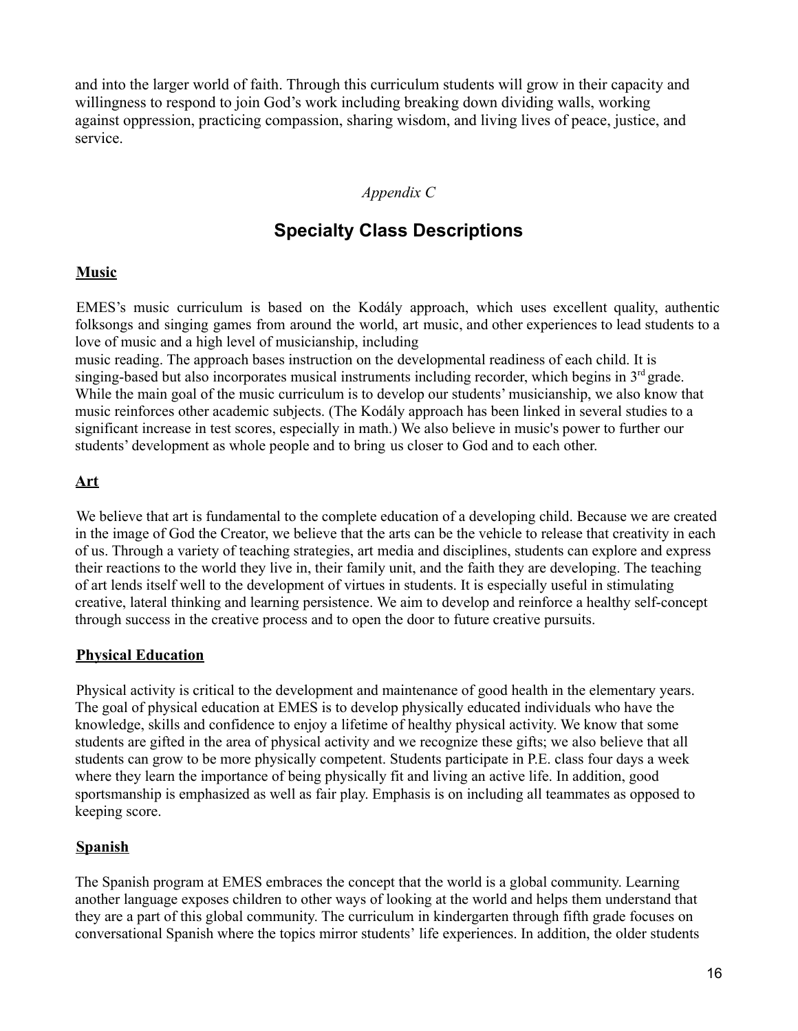and into the larger world of faith. Through this curriculum students will grow in their capacity and willingness to respond to join God's work including breaking down dividing walls, working against oppression, practicing compassion, sharing wisdom, and living lives of peace, justice, and service.

*Appendix C*

# Specialty Class Descriptions

## Music

EMES's music curriculum is based on the Kodály approach, which uses excellent quality, authentic folksongs and singing games from around the world, art music, and other experiences to lead students to a love of music and a high level of musicianship, including music reading. The approach bases instruction on the developmental readiness of each child. It is singing-based but also incorporates musical instruments including recorder, which begins in 3rd grade. While the main goal of the music curriculum is to develop our students' musicianship, we also know that music reinforces other academic subjects. (The Kodály approach has been linked in several studies to a significant increase in test scores, especially in math.) We also believe in music's power to further our students' development as whole people and to bring us closer to God and to each other.

## Art

We believe that art is fundamental to the complete education of a developing child. Because we are created in the image of God the Creator, we believe that the arts can be the vehicle to release that creativity in each of us. Through a variety of teaching strategies, art media and disciplines, students can explore and express their reactions to the world they live in, their family unit, and the faith they are developing. The teaching of art lends itself well to the development of virtues in students. It is especially useful in stimulating creative, lateral thinking and learning persistence. We aim to develop and reinforce a healthy self-concept through success in the creative process and to open the door to future creative pursuits.

## Physical Education

Physical activity is critical to the development and maintenance of good health in the elementary years. The goal of physical education at EMES is to develop physically educated individuals who have the knowledge, skills and confidence to enjoy a lifetime of healthy physical activity. We know that some students are gifted in the area of physical activity and we recognize these gifts; we also believe that all students can grow to be more physically competent. Students participate in P.E. class four days a week where they learn the importance of being physically fit and living an active life. In addition, good sportsmanship is emphasized as well as fair play. Emphasis is on including all teammates as opposed to keeping score.

## Spanish

The Spanish program at EMES embraces the concept that the world is a global community. Learning another language exposes children to other ways of looking at the world and helps them understand that they are a part of this global community. The curriculum in kindergarten through fifth grade focuses on conversational Spanish where the topics mirror students' life experiences. In addition, the older students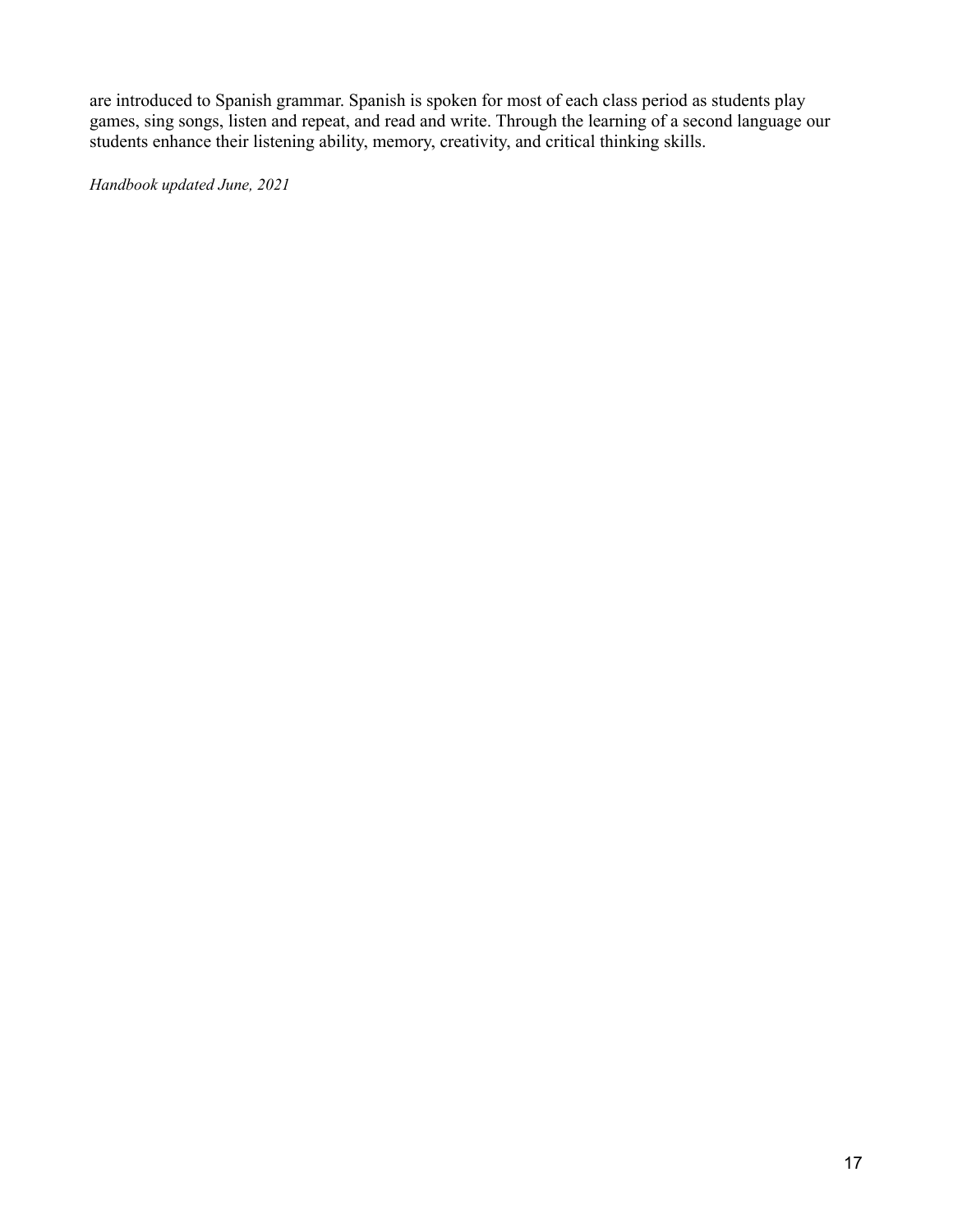are introduced to Spanish grammar. Spanish is spoken for most of each class period as students play games, sing songs, listen and repeat, and read and write. Through the learning of a second language our students enhance their listening ability, memory, creativity, and critical thinking skills.

*Handbook updated June, 2021*